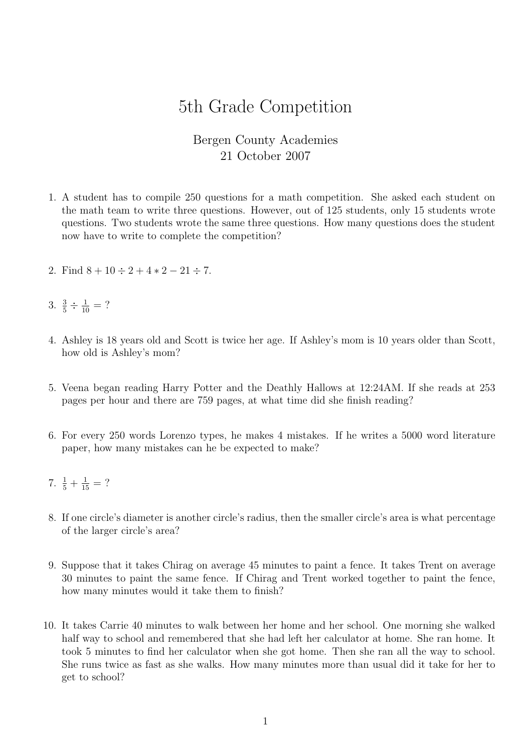# 5th Grade Competition

Bergen County Academies
21 October 2007

1. A student has to compile 250 questions for a math competition. She asked each student on the math team to write three questions. However, out of 125 students, only 15 students wrote questions. Two students wrote the same three questions. How many questions does the student now have to write to complete the competition?

2. Find $8 + 10 \div 2 + 4 * 2 - 21 \div 7$.

3. $\frac{3}{5} \div \frac{1}{10} = ?$

4. Ashley is 18 years old and Scott is twice her age. If Ashley's mom is 10 years older than Scott, how old is Ashley's mom?

5. Veena began reading Harry Potter and the Deathly Hallows at 12:24AM. If she reads at 253 pages per hour and there are 759 pages, at what time did she finish reading?

6. For every 250 words Lorenzo types, he makes 4 mistakes. If he writes a 5000 word literature paper, how many mistakes can he be expected to make?

7. $\frac{1}{5} + \frac{1}{15} = ?$

8. If one circle's diameter is another circle's radius, then the smaller circle's area is what percentage of the larger circle's area?

9. Suppose that it takes Chirag on average 45 minutes to paint a fence. It takes Trent on average 30 minutes to paint the same fence. If Chirag and Trent worked together to paint the fence, how many minutes would it take them to finish?

10. It takes Carrie 40 minutes to walk between her home and her school. One morning she walked half way to school and remembered that she had left her calculator at home. She ran home. It took 5 minutes to find her calculator when she got home. Then she ran all the way to school. She runs twice as fast as she walks. How many minutes more than usual did it take for her to get to school?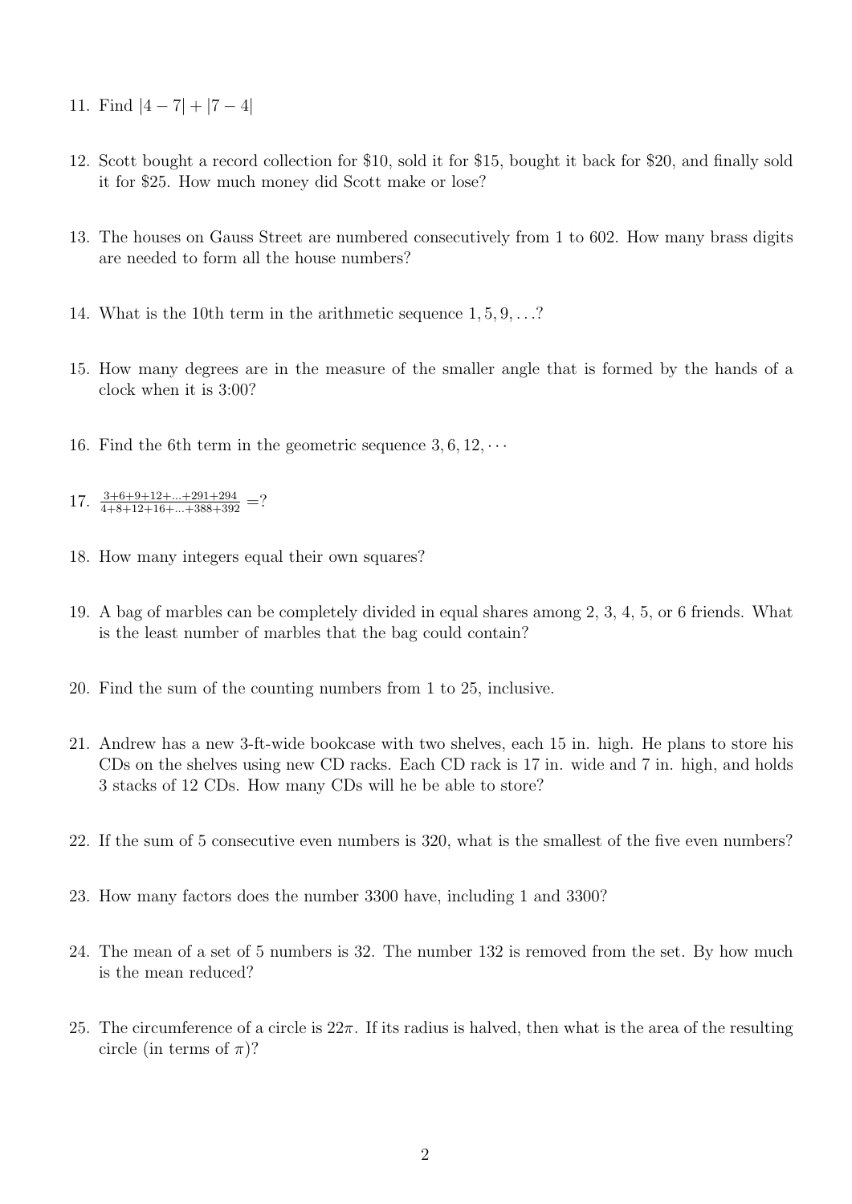11. Find $|4-7|+|7-4|$

12. Scott bought a record collection for \$10, sold it for \$15, bought it back for \$20, and finally sold it for \$25. How much money did Scott make or lose?

13. The houses on Gauss Street are numbered consecutively from 1 to 602. How many brass digits are needed to form all the house numbers?

14. What is the 10th term in the arithmetic sequence $1, 5, 9, \ldots$?

15. How many degrees are in the measure of the smaller angle that is formed by the hands of a clock when it is 3:00?

16. Find the 6th term in the geometric sequence $3, 6, 12, \cdots$

17. $\frac{3+6+9+12+...+291+294}{4+8+12+16+...+388+392} = ?$

18. How many integers equal their own squares?

19. A bag of marbles can be completely divided in equal shares among 2, 3, 4, 5, or 6 friends. What is the least number of marbles that the bag could contain?

20. Find the sum of the counting numbers from 1 to 25, inclusive.

21. Andrew has a new 3-ft-wide bookcase with two shelves, each 15 in. high. He plans to store his CDs on the shelves using new CD racks. Each CD rack is 17 in. wide and 7 in. high, and holds 3 stacks of 12 CDs. How many CDs will he be able to store?

22. If the sum of 5 consecutive even numbers is 320, what is the smallest of the five even numbers?

23. How many factors does the number 3300 have, including 1 and 3300?

24. The mean of a set of 5 numbers is 32. The number 132 is removed from the set. By how much is the mean reduced?

25. The circumference of a circle is $22\pi$. If its radius is halved, then what is the area of the resulting circle (in terms of $\pi$)?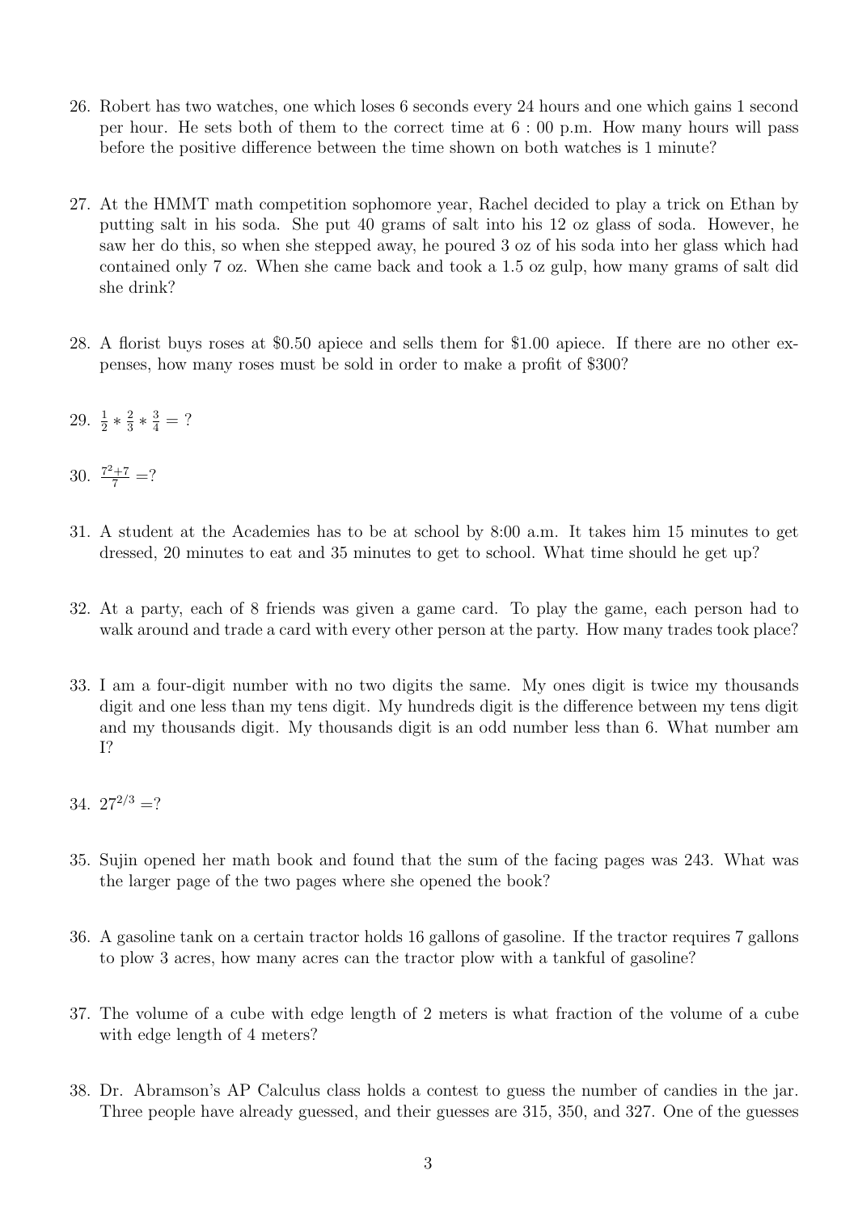26. Robert has two watches, one which loses 6 seconds every 24 hours and one which gains 1 second per hour. He sets both of them to the correct time at 6 : 00 p.m. How many hours will pass before the positive difference between the time shown on both watches is 1 minute?

27. At the HMMT math competition sophomore year, Rachel decided to play a trick on Ethan by putting salt in his soda. She put 40 grams of salt into his 12 oz glass of soda. However, he saw her do this, so when she stepped away, he poured 3 oz of his soda into her glass which had contained only 7 oz. When she came back and took a 1.5 oz gulp, how many grams of salt did she drink?

28. A florist buys roses at \$0.50 apiece and sells them for \$1.00 apiece. If there are no other expenses, how many roses must be sold in order to make a profit of \$300?

29. $\frac{1}{2} * \frac{2}{3} * \frac{3}{4} = ?$

30. $\frac{7^2+7}{7} = ?$

31. A student at the Academies has to be at school by 8:00 a.m. It takes him 15 minutes to get dressed, 20 minutes to eat and 35 minutes to get to school. What time should he get up?

32. At a party, each of 8 friends was given a game card. To play the game, each person had to walk around and trade a card with every other person at the party. How many trades took place?

33. I am a four-digit number with no two digits the same. My ones digit is twice my thousands digit and one less than my tens digit. My hundreds digit is the difference between my tens digit and my thousands digit. My thousands digit is an odd number less than 6. What number am I?

34. $27^{2/3} = ?$

35. Sujin opened her math book and found that the sum of the facing pages was 243. What was the larger page of the two pages where she opened the book?

36. A gasoline tank on a certain tractor holds 16 gallons of gasoline. If the tractor requires 7 gallons to plow 3 acres, how many acres can the tractor plow with a tankful of gasoline?

37. The volume of a cube with edge length of 2 meters is what fraction of the volume of a cube with edge length of 4 meters?

38. Dr. Abramson's AP Calculus class holds a contest to guess the number of candies in the jar. Three people have already guessed, and their guesses are 315, 350, and 327. One of the guesses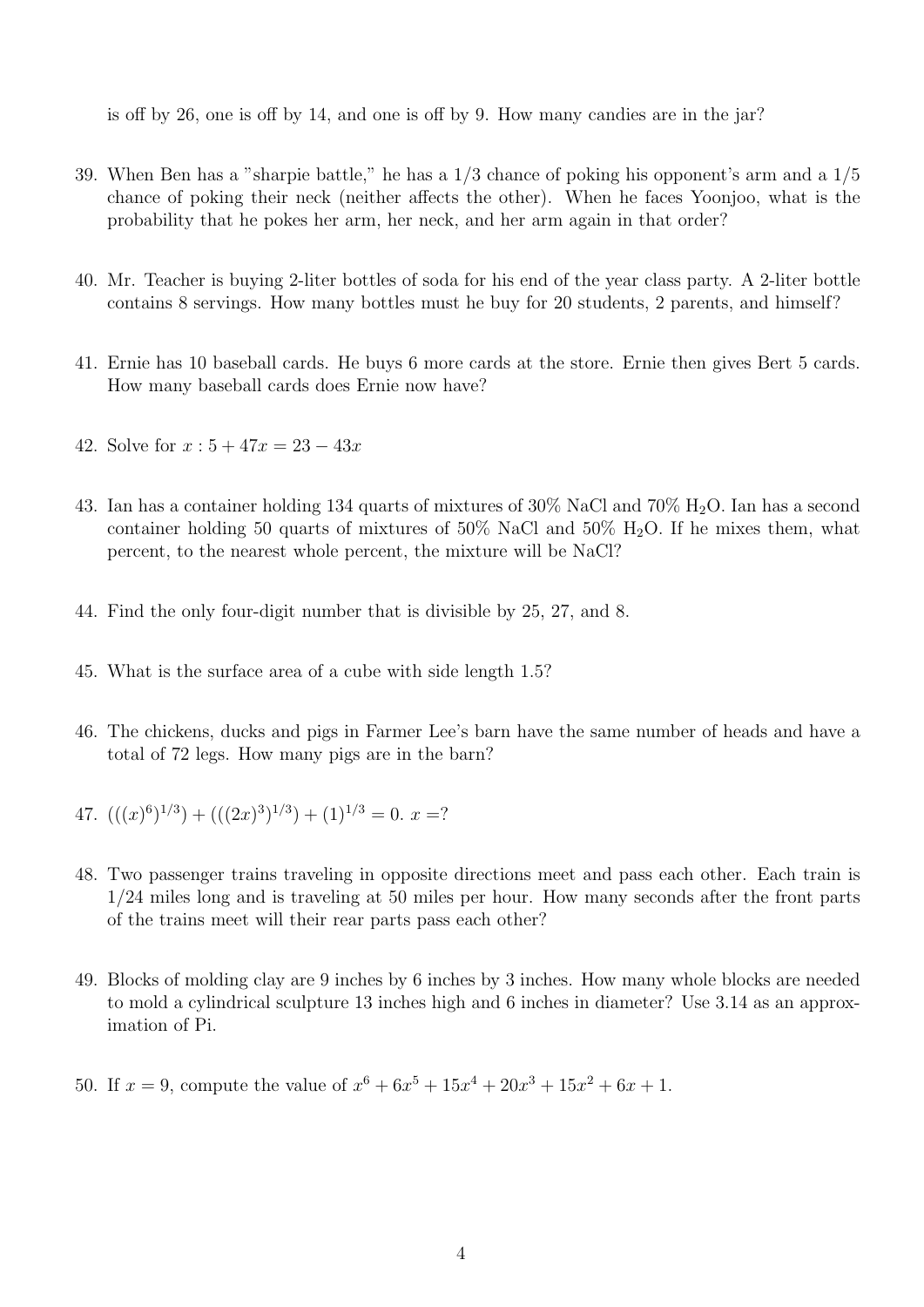is off by 26, one is off by 14, and one is off by 9. How many candies are in the jar?

39. When Ben has a "sharpie battle," he has a 1/3 chance of poking his opponent's arm and a 1/5 chance of poking their neck (neither affects the other). When he faces Yoonjoo, what is the probability that he pokes her arm, her neck, and her arm again in that order?

40. Mr. Teacher is buying 2-liter bottles of soda for his end of the year class party. A 2-liter bottle contains 8 servings. How many bottles must he buy for 20 students, 2 parents, and himself?

41. Ernie has 10 baseball cards. He buys 6 more cards at the store. Ernie then gives Bert 5 cards. How many baseball cards does Ernie now have?

42. Solve for $x : 5 + 47x = 23 - 43x$

43. Ian has a container holding 134 quarts of mixtures of 30% NaCl and 70% $H_2O$. Ian has a second container holding 50 quarts of mixtures of 50% NaCl and 50% $H_2O$. If he mixes them, what percent, to the nearest whole percent, the mixture will be NaCl?

44. Find the only four-digit number that is divisible by 25, 27, and 8.

45. What is the surface area of a cube with side length 1.5?

46. The chickens, ducks and pigs in Farmer Lee's barn have the same number of heads and have a total of 72 legs. How many pigs are in the barn?

47. $(((x)^6)^{1/3}) + (((2x)^3)^{1/3}) + (1)^{1/3} = 0$. $x =$?

48. Two passenger trains traveling in opposite directions meet and pass each other. Each train is 1/24 miles long and is traveling at 50 miles per hour. How many seconds after the front parts of the trains meet will their rear parts pass each other?

49. Blocks of molding clay are 9 inches by 6 inches by 3 inches. How many whole blocks are needed to mold a cylindrical sculpture 13 inches high and 6 inches in diameter? Use 3.14 as an approximation of Pi.

50. If $x = 9$, compute the value of $x^6 + 6x^5 + 15x^4 + 20x^3 + 15x^2 + 6x + 1$.